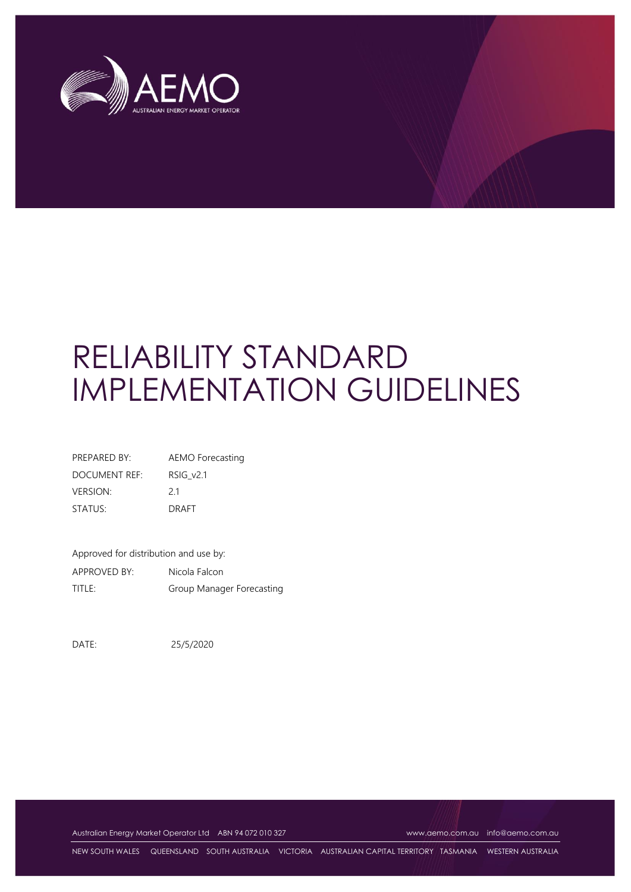# RELIABILITY STANDARD IMPLEMENTATION GUIDELINES

| | |
|---|---|
| PREPARED BY: | AEMO Forecasting |
| DOCUMENT REF: | RSIG_v2.1 |
| VERSION: | 2.1 |
| STATUS: | DRAFT |

Approved for distribution and use by:

| | |
|---|---|
| APPROVED BY: | Nicola Falcon |
| TITLE: | Group Manager Forecasting |

DATE: 25/5/2020

Australian Energy Market Operator Ltd ABN 94 072 010 327 www.aemo.com.au info@aemo.com.au

NEW SOUTH WALES QUEENSLAND SOUTH AUSTRALIA VICTORIA AUSTRALIAN CAPITAL TERRITORY TASMANIA WESTERN AUSTRALIA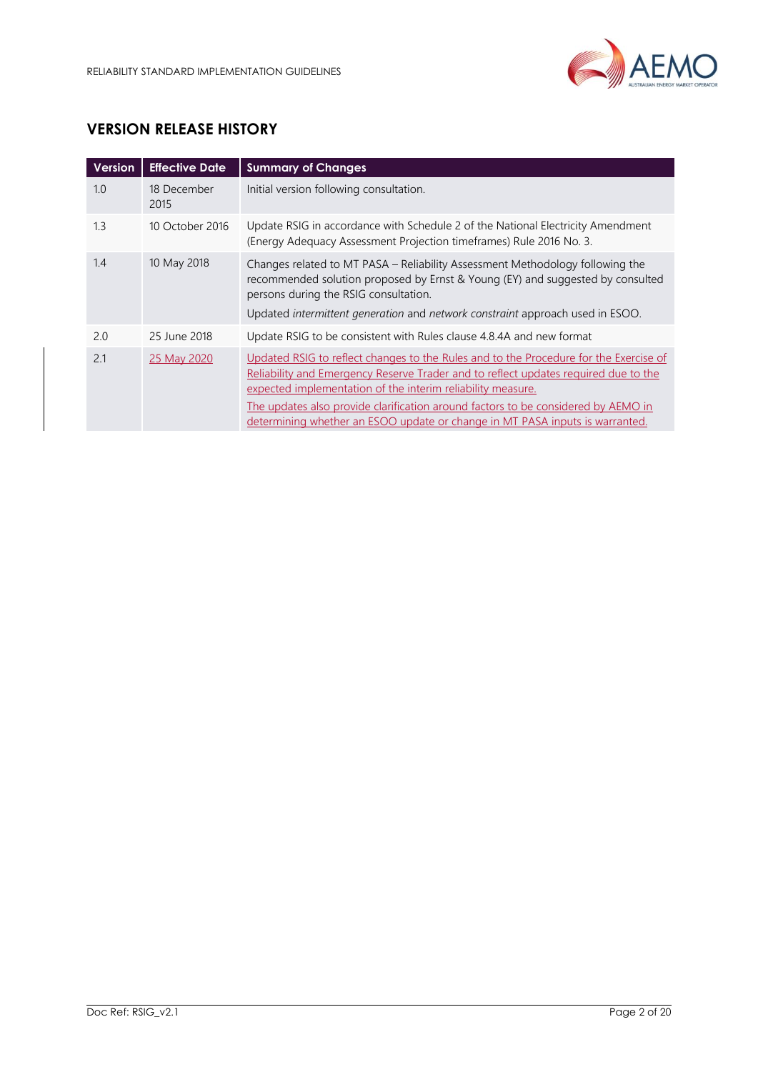## VERSION RELEASE HISTORY

| Version | Effective Date | Summary of Changes |
| --- | --- | --- |
| 1.0 | 18 December 2015 | Initial version following consultation. |
| 1.3 | 10 October 2016 | Update RSIG in accordance with Schedule 2 of the National Electricity Amendment (Energy Adequacy Assessment Projection timeframes) Rule 2016 No. 3. |
| 1.4 | 10 May 2018 | Changes related to MT PASA – Reliability Assessment Methodology following the recommended solution proposed by Ernst & Young (EY) and suggested by consulted persons during the RSIG consultation.<br>Updated *intermittent generation* and *network constraint* approach used in ESOO. |
| 2.0 | 25 June 2018 | Update RSIG to be consistent with Rules clause 4.8.4A and new format |
| 2.1 | 25 May 2020 | Updated RSIG to reflect changes to the Rules and to the Procedure for the Exercise of Reliability and Emergency Reserve Trader and to reflect updates required due to the expected implementation of the interim reliability measure.<br>The updates also provide clarification around factors to be considered by AEMO in determining whether an ESOO update or change in MT PASA inputs is warranted. |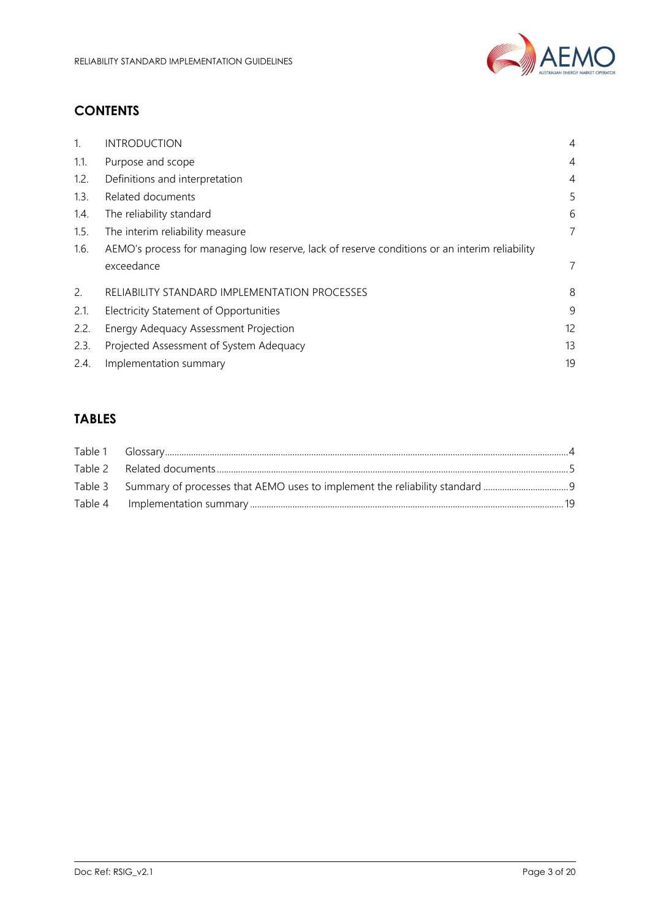## CONTENTS

| | | |
|---|---|---|
| 1. | INTRODUCTION | 4 |
| 1.1. | Purpose and scope | 4 |
| 1.2. | Definitions and interpretation | 4 |
| 1.3. | Related documents | 5 |
| 1.4. | The reliability standard | 6 |
| 1.5. | The interim reliability measure | 7 |
| 1.6. | AEMO's process for managing low reserve, lack of reserve conditions or an interim reliability exceedance | 7 |
| 2. | RELIABILITY STANDARD IMPLEMENTATION PROCESSES | 8 |
| 2.1. | Electricity Statement of Opportunities | 9 |
| 2.2. | Energy Adequacy Assessment Projection | 12 |
| 2.3. | Projected Assessment of System Adequacy | 13 |
| 2.4. | Implementation summary | 19 |

## TABLES

| | | |
|---|---|---|
| Table 1 | Glossary | 4 |
| Table 2 | Related documents | 5 |
| Table 3 | Summary of processes that AEMO uses to implement the reliability standard | 9 |
| Table 4 | Implementation summary | 19 |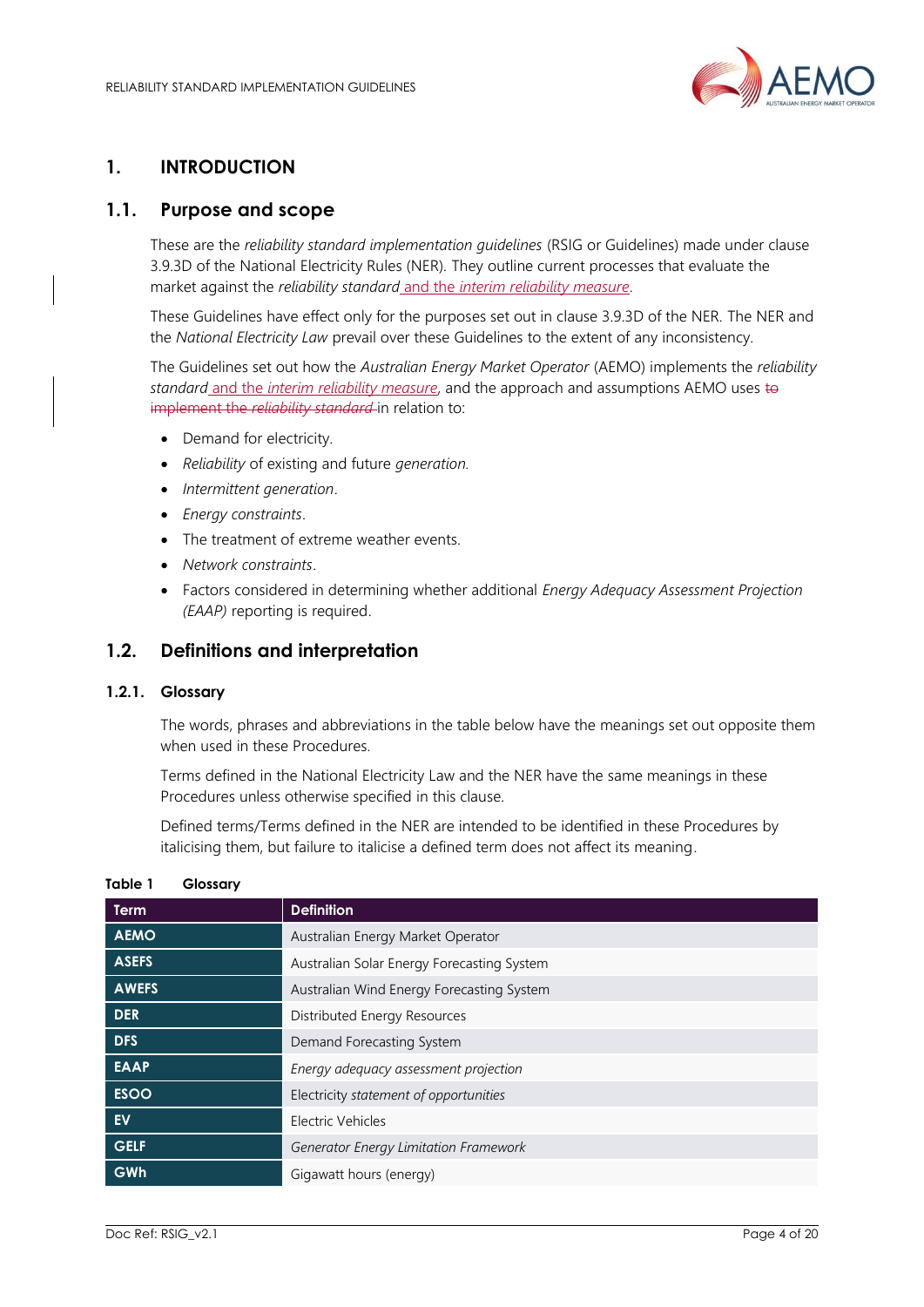# 1. INTRODUCTION

## 1.1. Purpose and scope

These are the *reliability standard implementation guidelines* (RSIG or Guidelines) made under clause 3.9.3D of the National Electricity Rules (NER). They outline current processes that evaluate the market against the *reliability standard* and the *interim reliability measure*.

These Guidelines have effect only for the purposes set out in clause 3.9.3D of the NER. The NER and the *National Electricity Law* prevail over these Guidelines to the extent of any inconsistency.

The Guidelines set out how the *Australian Energy Market Operator* (AEMO) implements the *reliability standard* and the *interim reliability measure*, and the approach and assumptions AEMO uses ~~to implement the *reliability standard*~~ in relation to:

- Demand for electricity.
- *Reliability* of existing and future *generation*.
- *Intermittent generation*.
- *Energy constraints*.
- The treatment of extreme weather events.
- *Network constraints*.
- Factors considered in determining whether additional *Energy Adequacy Assessment Projection (EAAP)* reporting is required.

## 1.2. Definitions and interpretation

### 1.2.1. Glossary

The words, phrases and abbreviations in the table below have the meanings set out opposite them when used in these Procedures.

Terms defined in the National Electricity Law and the NER have the same meanings in these Procedures unless otherwise specified in this clause.

Defined terms/Terms defined in the NER are intended to be identified in these Procedures by italicising them, but failure to italicise a defined term does not affect its meaning.

**Table 1 Glossary**

| Term | Definition |
|---|---|
| **AEMO** | Australian Energy Market Operator |
| **ASEFS** | Australian Solar Energy Forecasting System |
| **AWEFS** | Australian Wind Energy Forecasting System |
| **DER** | Distributed Energy Resources |
| **DFS** | Demand Forecasting System |
| **EAAP** | *Energy adequacy assessment projection* |
| **ESOO** | Electricity *statement of opportunities* |
| **EV** | Electric Vehicles |
| **GELF** | *Generator Energy Limitation Framework* |
| **GWh** | Gigawatt hours (energy) |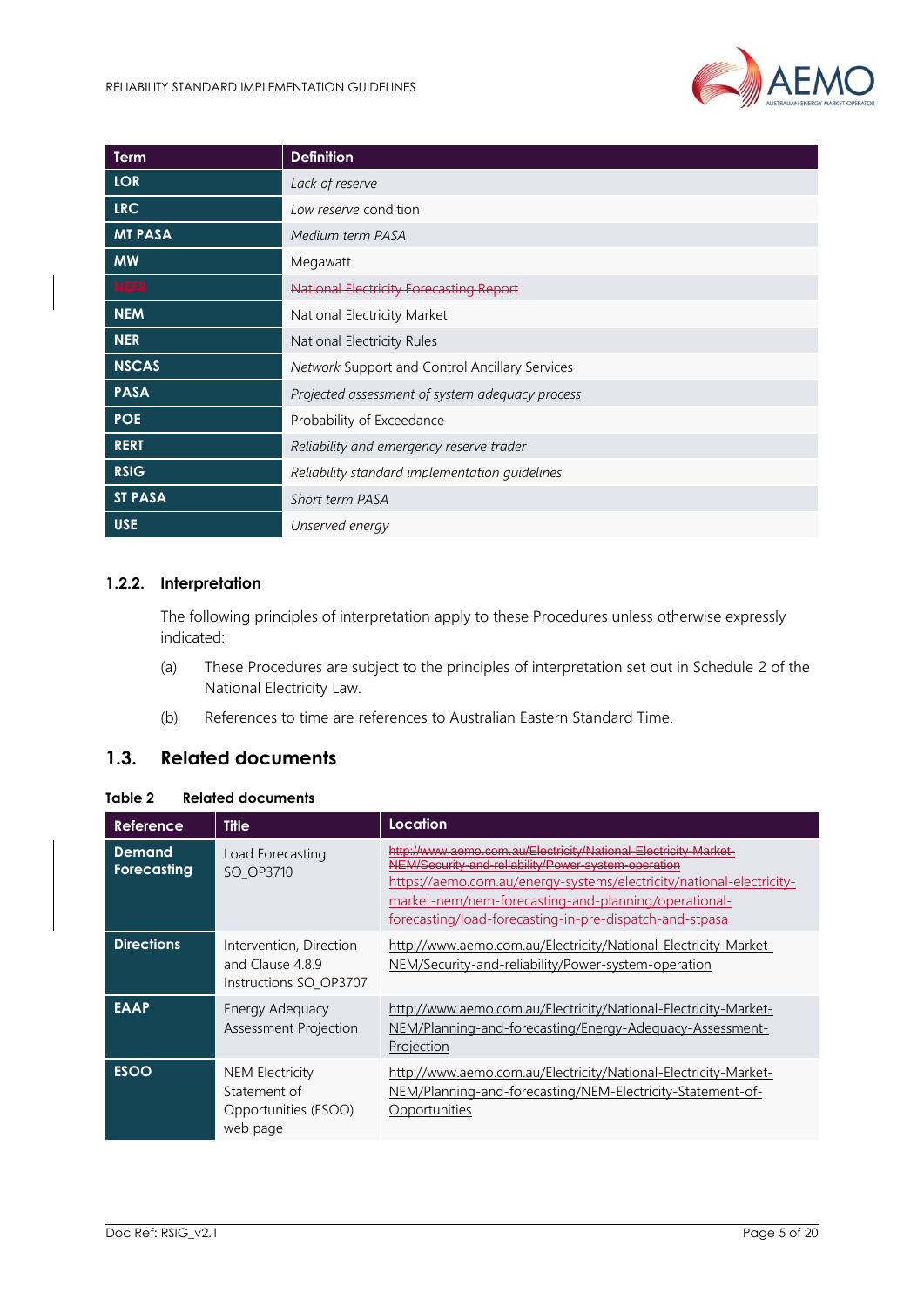| Term | Definition |
|---|---|
| LOR | *Lack of reserve* |
| LRC | *Low reserve* condition |
| MT PASA | *Medium term PASA* |
| MW | Megawatt |
| ~~NEFR~~ | ~~National Electricity Forecasting Report~~ |
| NEM | National Electricity Market |
| NER | National Electricity Rules |
| NSCAS | *Network* Support and Control Ancillary Services |
| PASA | *Projected assessment of system adequacy process* |
| POE | Probability of Exceedance |
| RERT | *Reliability and emergency reserve trader* |
| RSIG | *Reliability standard implementation guidelines* |
| ST PASA | *Short term PASA* |
| USE | *Unserved energy* |

### 1.2.2. Interpretation

The following principles of interpretation apply to these Procedures unless otherwise expressly indicated:

(a) These Procedures are subject to the principles of interpretation set out in Schedule 2 of the National Electricity Law.

(b) References to time are references to Australian Eastern Standard Time.

## 1.3. Related documents

**Table 2 Related documents**

| Reference | Title | Location |
|---|---|---|
| Demand Forecasting | Load Forecasting SO_OP3710 | ~~http://www.aemo.com.au/Electricity/National-Electricity-Market-NEM/Security-and-reliability/Power-system-operation~~ https://aemo.com.au/energy-systems/electricity/national-electricity-market-nem/nem-forecasting-and-planning/operational-forecasting/load-forecasting-in-pre-dispatch-and-stpasa |
| Directions | Intervention, Direction and Clause 4.8.9 Instructions SO_OP3707 | http://www.aemo.com.au/Electricity/National-Electricity-Market-NEM/Security-and-reliability/Power-system-operation |
| EAAP | Energy Adequacy Assessment Projection | http://www.aemo.com.au/Electricity/National-Electricity-Market-NEM/Planning-and-forecasting/Energy-Adequacy-Assessment-Projection |
| ESOO | NEM Electricity Statement of Opportunities (ESOO) web page | http://www.aemo.com.au/Electricity/National-Electricity-Market-NEM/Planning-and-forecasting/NEM-Electricity-Statement-of-Opportunities |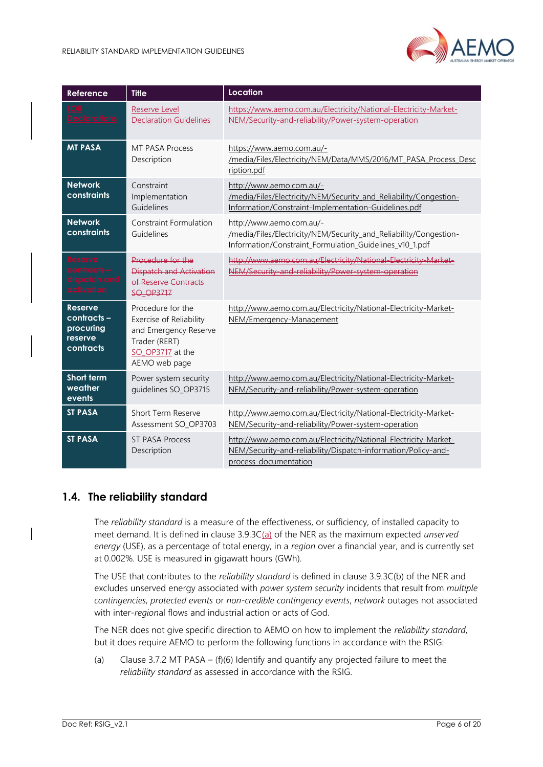| Reference | Title | Location |
|---|---|---|
| LOR Declarations | Reserve Level Declaration Guidelines | https://www.aemo.com.au/Electricity/National-Electricity-Market-NEM/Security-and-reliability/Power-system-operation |
| MT PASA | MT PASA Process Description | https://www.aemo.com.au/-/media/Files/Electricity/NEM/Data/MMS/2016/MT_PASA_Process_Description.pdf |
| Network constraints | Constraint Implementation Guidelines | http://www.aemo.com.au/-/media/Files/Electricity/NEM/Security_and_Reliability/Congestion-Information/Constraint-Implementation-Guidelines.pdf |
| Network constraints | Constraint Formulation Guidelines | http://www.aemo.com.au/-/media/Files/Electricity/NEM/Security_and_Reliability/Congestion-Information/Constraint_Formulation_Guidelines_v10_1.pdf |
| ~~Reserve contracts – dispatch and activation~~ | ~~Procedure for the Dispatch and Activation of Reserve Contracts SO_OP3717~~ | ~~http://www.aemo.com.au/Electricity/National-Electricity-Market-NEM/Security-and-reliability/Power-system-operation~~ |
| Reserve contracts – procuring reserve contracts | Procedure for the Exercise of Reliability and Emergency Reserve Trader (RERT) SO_OP3717 at the AEMO web page | http://www.aemo.com.au/Electricity/National-Electricity-Market-NEM/Emergency-Management |
| Short term weather events | Power system security guidelines SO_OP3715 | http://www.aemo.com.au/Electricity/National-Electricity-Market-NEM/Security-and-reliability/Power-system-operation |
| ST PASA | Short Term Reserve Assessment SO_OP3703 | http://www.aemo.com.au/Electricity/National-Electricity-Market-NEM/Security-and-reliability/Power-system-operation |
| ST PASA | ST PASA Process Description | http://www.aemo.com.au/Electricity/National-Electricity-Market-NEM/Security-and-reliability/Dispatch-information/Policy-and-process-documentation |

## 1.4. The reliability standard

The *reliability standard* is a measure of the effectiveness, or sufficiency, of installed capacity to meet demand. It is defined in clause 3.9.3C(a) of the NER as the maximum expected *unserved energy* (USE), as a percentage of total energy, in a *region* over a financial year, and is currently set at 0.002%. USE is measured in gigawatt hours (GWh).

The USE that contributes to the *reliability standard* is defined in clause 3.9.3C(b) of the NER and excludes unserved energy associated with *power system security* incidents that result from *multiple contingencies, protected events* or *non-credible contingency events*, *network* outages not associated with inter-*region*al flows and industrial action or acts of God.

The NER does not give specific direction to AEMO on how to implement the *reliability standard*, but it does require AEMO to perform the following functions in accordance with the RSIG:

(a) Clause 3.7.2 MT PASA – (f)(6) Identify and quantify any projected failure to meet the *reliability standard* as assessed in accordance with the RSIG.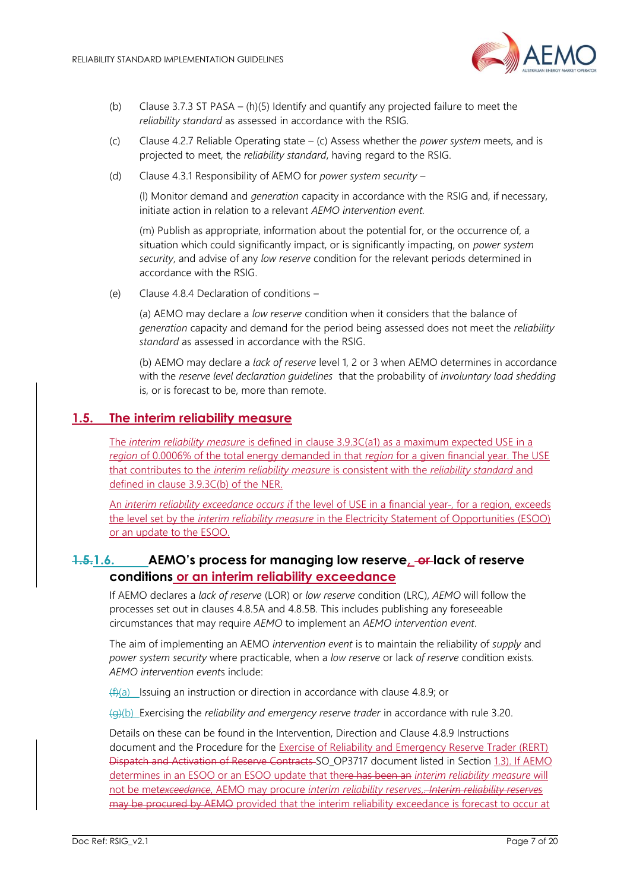(b) Clause 3.7.3 ST PASA – (h)(5) Identify and quantify any projected failure to meet the *reliability standard* as assessed in accordance with the RSIG.

(c) Clause 4.2.7 Reliable Operating state – (c) Assess whether the *power system* meets, and is projected to meet, the *reliability standard*, having regard to the RSIG.

(d) Clause 4.3.1 Responsibility of AEMO for *power system security* –

(l) Monitor demand and *generation* capacity in accordance with the RSIG and, if necessary, initiate action in relation to a relevant *AEMO intervention event*.

(m) Publish as appropriate, information about the potential for, or the occurrence of, a situation which could significantly impact, or is significantly impacting, on *power system security*, and advise of any *low reserve* condition for the relevant periods determined in accordance with the RSIG.

(e) Clause 4.8.4 Declaration of conditions –

(a) AEMO may declare a *low reserve* condition when it considers that the balance of *generation* capacity and demand for the period being assessed does not meet the *reliability standard* as assessed in accordance with the RSIG.

(b) AEMO may declare a *lack of reserve* level 1, 2 or 3 when AEMO determines in accordance with the *reserve level declaration guidelines* that the probability of *involuntary load shedding* is, or is forecast to be, more than remote.

## 1.5. The interim reliability measure

The *interim reliability measure* is defined in clause 3.9.3C(a1) as a maximum expected USE in a *region* of 0.0006% of the total energy demanded in that *region* for a given financial year. The USE that contributes to the *interim reliability measure* is consistent with the *reliability standard* and defined in clause 3.9.3C(b) of the NER.

An *interim reliability exceedance occurs i*f the level of USE in a financial year, for a region, exceeds the level set by the *interim reliability measure* in the Electricity Statement of Opportunities (ESOO) or an update to the ESOO.

## ~~1.5.~~1.6. AEMO's process for managing low reserve, ~~or~~ lack of reserve conditions or an interim reliability exceedance

If AEMO declares a *lack of reserve* (LOR) or *low reserve* condition (LRC), *AEMO* will follow the processes set out in clauses 4.8.5A and 4.8.5B. This includes publishing any foreseeable circumstances that may require *AEMO* to implement an *AEMO intervention event*.

The aim of implementing an AEMO *intervention event* is to maintain the reliability of *supply* and *power system security* where practicable, when a *low reserve* or lack *of reserve* condition exists. *AEMO intervention event*s include:

~~(f)~~(a) Issuing an instruction or direction in accordance with clause 4.8.9; or

~~(g)~~(b) Exercising the *reliability and emergency reserve trader* in accordance with rule 3.20.

Details on these can be found in the Intervention, Direction and Clause 4.8.9 Instructions document and the Procedure for the Exercise of Reliability and Emergency Reserve Trader (RERT) ~~Dispatch and Activation of Reserve Contracts~~ SO_OP3717 document listed in Section 1.3). If AEMO determines in an ESOO or an ESOO update that the~~re has been an~~ *interim reliability measure* will not be met~~*exceedance*~~, AEMO may procure *interim reliability reserves*~~, *Interim reliability reserves* may be procured by AEMO~~ provided that the interim reliability exceedance is forecast to occur at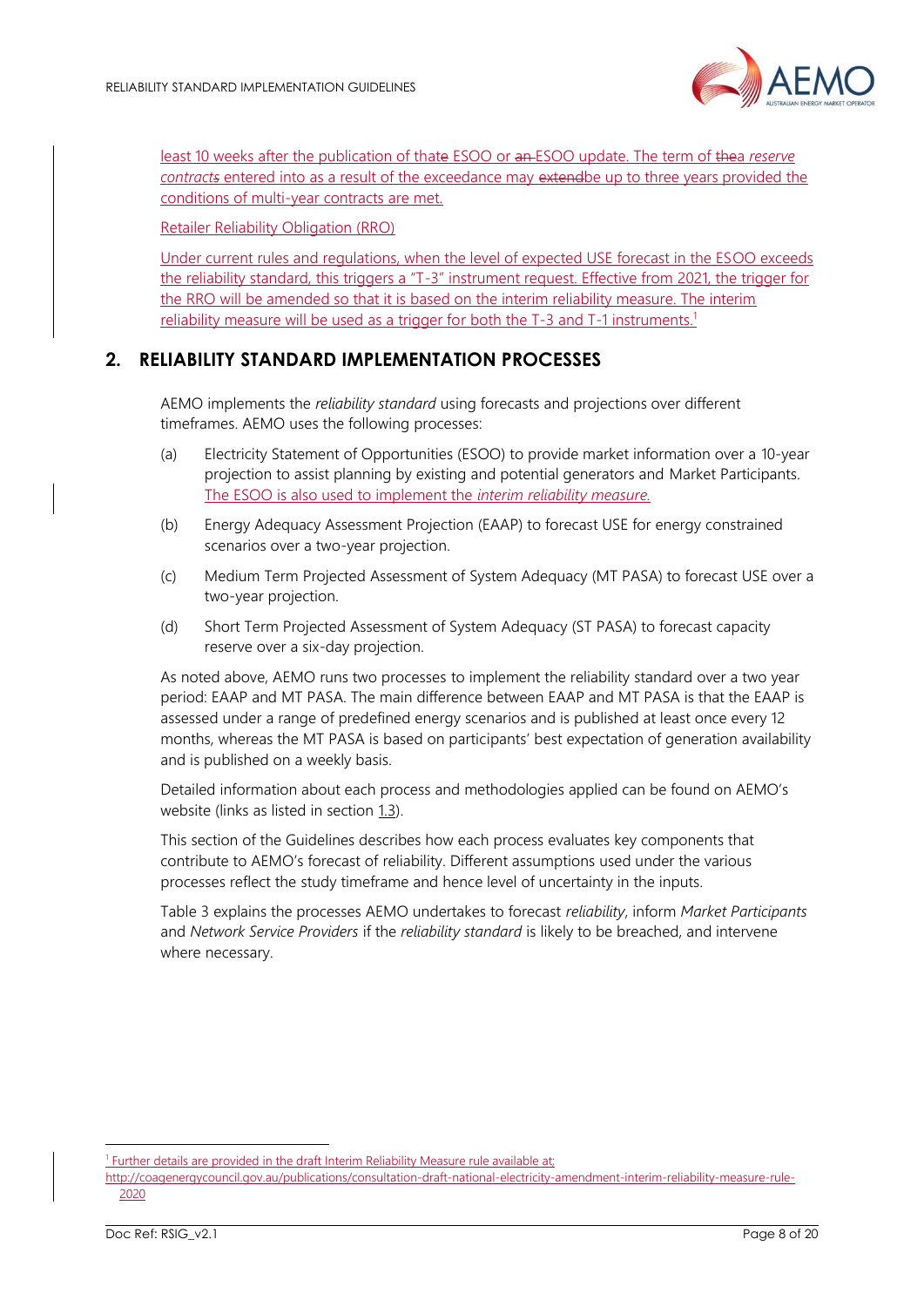least 10 weeks after the publication of that ESOO or ESOO update. The term of a *reserve contract* entered into as a result of the exceedance may be up to three years provided the conditions of multi-year contracts are met.

Retailer Reliability Obligation (RRO)

Under current rules and regulations, when the level of expected USE forecast in the ESOO exceeds the reliability standard, this triggers a "T-3" instrument request. Effective from 2021, the trigger for the RRO will be amended so that it is based on the interim reliability measure. The interim reliability measure will be used as a trigger for both the T-3 and T-1 instruments.[1]

## 2. RELIABILITY STANDARD IMPLEMENTATION PROCESSES

AEMO implements the *reliability standard* using forecasts and projections over different timeframes. AEMO uses the following processes:

(a) Electricity Statement of Opportunities (ESOO) to provide market information over a 10-year projection to assist planning by existing and potential generators and Market Participants. The ESOO is also used to implement the *interim reliability measure.*

(b) Energy Adequacy Assessment Projection (EAAP) to forecast USE for energy constrained scenarios over a two-year projection.

(c) Medium Term Projected Assessment of System Adequacy (MT PASA) to forecast USE over a two-year projection.

(d) Short Term Projected Assessment of System Adequacy (ST PASA) to forecast capacity reserve over a six-day projection.

As noted above, AEMO runs two processes to implement the reliability standard over a two year period: EAAP and MT PASA. The main difference between EAAP and MT PASA is that the EAAP is assessed under a range of predefined energy scenarios and is published at least once every 12 months, whereas the MT PASA is based on participants' best expectation of generation availability and is published on a weekly basis.

Detailed information about each process and methodologies applied can be found on AEMO's website (links as listed in section 1.3).

This section of the Guidelines describes how each process evaluates key components that contribute to AEMO's forecast of reliability. Different assumptions used under the various processes reflect the study timeframe and hence level of uncertainty in the inputs.

Table 3 explains the processes AEMO undertakes to forecast *reliability*, inform *Market Participants* and *Network Service Providers* if the *reliability standard* is likely to be breached, and intervene where necessary.

---

[1] Further details are provided in the draft Interim Reliability Measure rule available at: http://coagenergycouncil.gov.au/publications/consultation-draft-national-electricity-amendment-interim-reliability-measure-rule-2020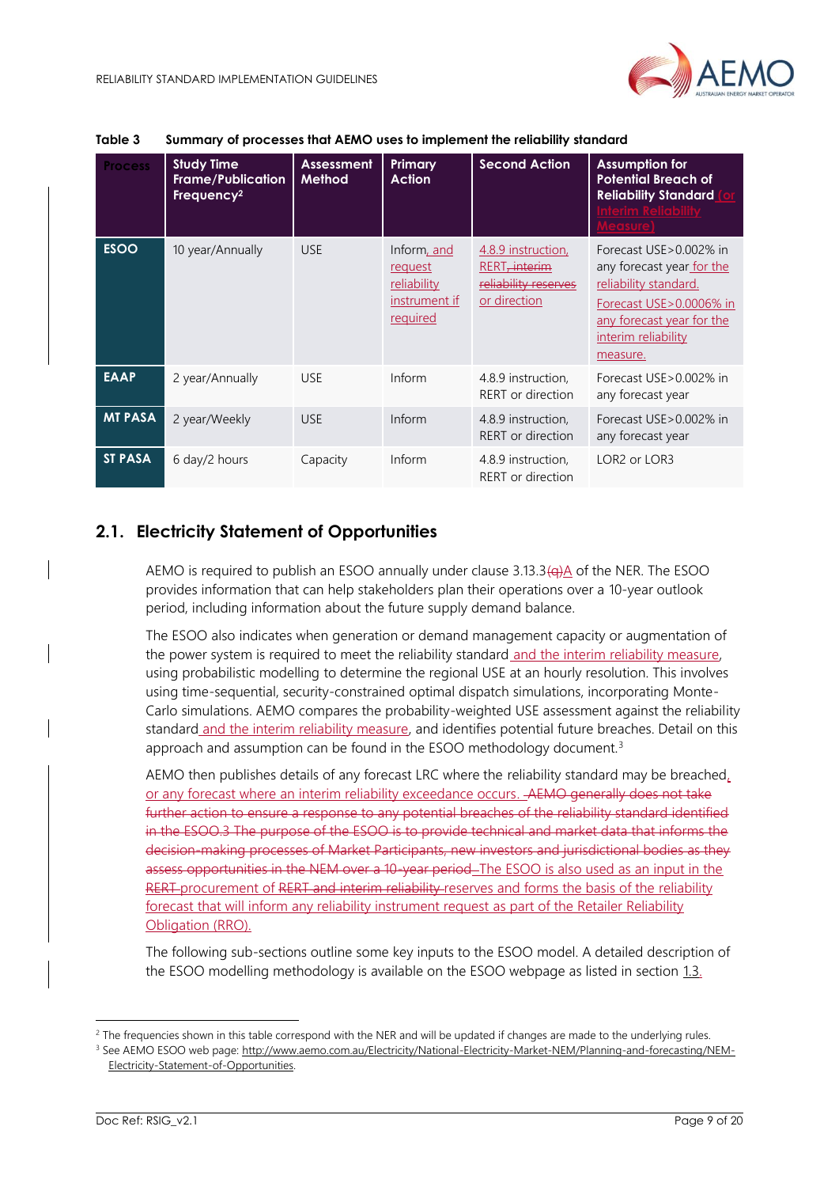**Table 3 Summary of processes that AEMO uses to implement the reliability standard**

| Process | Study Time Frame/Publication Frequency[2] | Assessment Method | Primary Action | Second Action | Assumption for Potential Breach of Reliability Standard (or Interim Reliability Measure) |
|---|---|---|---|---|---|
| **ESOO** | 10 year/Annually | USE | Inform, and request reliability instrument if required | 4.8.9 instruction, RERT, interim reliability reserves or direction | Forecast USE>0.002% in any forecast year for the reliability standard. Forecast USE>0.0006% in any forecast year for the interim reliability measure. |
| **EAAP** | 2 year/Annually | USE | Inform | 4.8.9 instruction, RERT or direction | Forecast USE>0.002% in any forecast year |
| **MT PASA** | 2 year/Weekly | USE | Inform | 4.8.9 instruction, RERT or direction | Forecast USE>0.002% in any forecast year |
| **ST PASA** | 6 day/2 hours | Capacity | Inform | 4.8.9 instruction, RERT or direction | LOR2 or LOR3 |

## 2.1. Electricity Statement of Opportunities

AEMO is required to publish an ESOO annually under clause 3.13.3(q)A of the NER. The ESOO provides information that can help stakeholders plan their operations over a 10-year outlook period, including information about the future supply demand balance.

The ESOO also indicates when generation or demand management capacity or augmentation of the power system is required to meet the reliability standard and the interim reliability measure, using probabilistic modelling to determine the regional USE at an hourly resolution. This involves using time-sequential, security-constrained optimal dispatch simulations, incorporating Monte-Carlo simulations. AEMO compares the probability-weighted USE assessment against the reliability standard and the interim reliability measure, and identifies potential future breaches. Detail on this approach and assumption can be found in the ESOO methodology document.[3]

AEMO then publishes details of any forecast LRC where the reliability standard may be breached, or any forecast where an interim reliability exceedance occurs. AEMO generally does not take further action to ensure a response to any potential breaches of the reliability standard identified in the ESOO.3 The purpose of the ESOO is to provide technical and market data that informs the decision-making processes of Market Participants, new investors and jurisdictional bodies as they assess opportunities in the NEM over a 10-year period. The ESOO is also used as an input in the RERT procurement of RERT and interim reliability reserves and forms the basis of the reliability forecast that will inform any reliability instrument request as part of the Retailer Reliability Obligation (RRO).

The following sub-sections outline some key inputs to the ESOO model. A detailed description of the ESOO modelling methodology is available on the ESOO webpage as listed in section 1.3.

[2] The frequencies shown in this table correspond with the NER and will be updated if changes are made to the underlying rules.

[3] See AEMO ESOO web page: http://www.aemo.com.au/Electricity/National-Electricity-Market-NEM/Planning-and-forecasting/NEM-Electricity-Statement-of-Opportunities.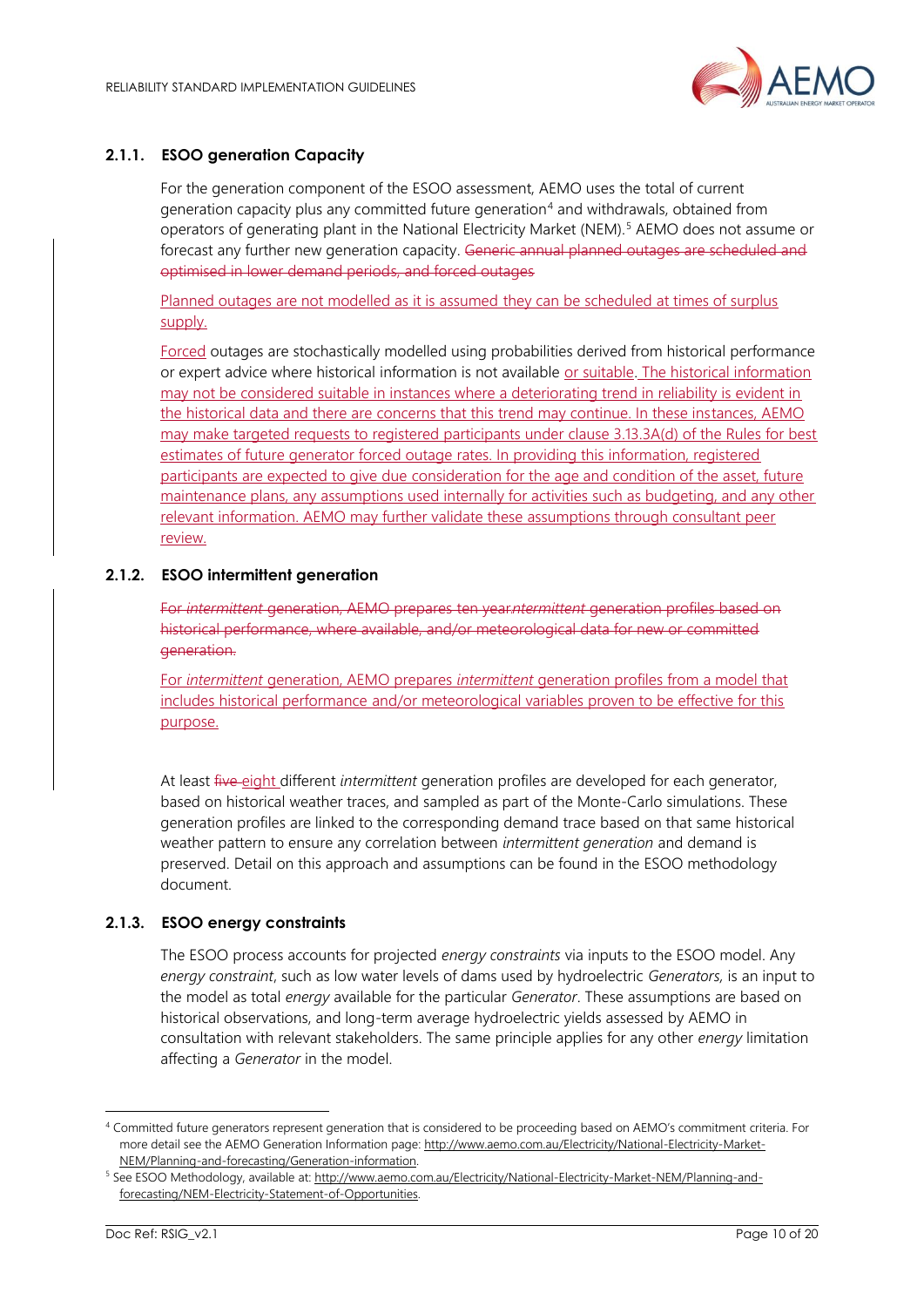### 2.1.1. ESOO generation Capacity

For the generation component of the ESOO assessment, AEMO uses the total of current generation capacity plus any committed future generation[4] and withdrawals, obtained from operators of generating plant in the National Electricity Market (NEM).[5] AEMO does not assume or forecast any further new generation capacity. ~~Generic annual planned outages are scheduled and optimised in lower demand periods, and forced outages~~

Planned outages are not modelled as it is assumed they can be scheduled at times of surplus supply.

Forced outages are stochastically modelled using probabilities derived from historical performance or expert advice where historical information is not available or suitable. The historical information may not be considered suitable in instances where a deteriorating trend in reliability is evident in the historical data and there are concerns that this trend may continue. In these instances, AEMO may make targeted requests to registered participants under clause 3.13.3A(d) of the Rules for best estimates of future generator forced outage rates. In providing this information, registered participants are expected to give due consideration for the age and condition of the asset, future maintenance plans, any assumptions used internally for activities such as budgeting, and any other relevant information. AEMO may further validate these assumptions through consultant peer review.

### 2.1.2. ESOO intermittent generation

~~For *intermittent* generation, AEMO prepares ten year*ntermittent* generation profiles based on historical performance, where available, and/or meteorological data for new or committed generation.~~

For *intermittent* generation, AEMO prepares *intermittent* generation profiles from a model that includes historical performance and/or meteorological variables proven to be effective for this purpose.

At least ~~five~~ eight different *intermittent* generation profiles are developed for each generator, based on historical weather traces, and sampled as part of the Monte-Carlo simulations. These generation profiles are linked to the corresponding demand trace based on that same historical weather pattern to ensure any correlation between *intermittent generation* and demand is preserved. Detail on this approach and assumptions can be found in the ESOO methodology document.

### 2.1.3. ESOO energy constraints

The ESOO process accounts for projected *energy constraints* via inputs to the ESOO model. Any *energy constraint*, such as low water levels of dams used by hydroelectric *Generators,* is an input to the model as total *energy* available for the particular *Generator*. These assumptions are based on historical observations, and long-term average hydroelectric yields assessed by AEMO in consultation with relevant stakeholders. The same principle applies for any other *energy* limitation affecting a *Generator* in the model.

---

[4] Committed future generators represent generation that is considered to be proceeding based on AEMO's commitment criteria. For more detail see the AEMO Generation Information page: http://www.aemo.com.au/Electricity/National-Electricity-Market-NEM/Planning-and-forecasting/Generation-information.

[5] See ESOO Methodology, available at: http://www.aemo.com.au/Electricity/National-Electricity-Market-NEM/Planning-and-forecasting/NEM-Electricity-Statement-of-Opportunities.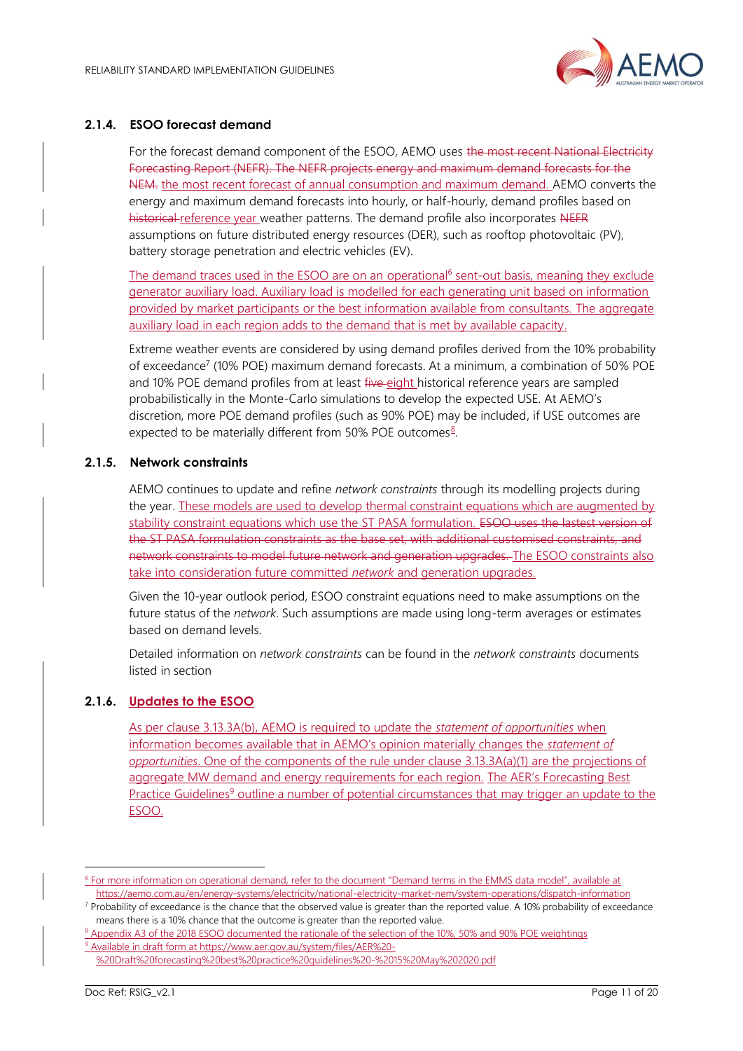### 2.1.4. ESOO forecast demand

For the forecast demand component of the ESOO, AEMO uses ~~the most recent National Electricity Forecasting Report (NEFR). The NEFR projects energy and maximum demand forecasts for the NEM.~~ the most recent forecast of annual consumption and maximum demand. AEMO converts the energy and maximum demand forecasts into hourly, or half-hourly, demand profiles based on ~~historical~~ reference year weather patterns. The demand profile also incorporates ~~NEFR~~ assumptions on future distributed energy resources (DER), such as rooftop photovoltaic (PV), battery storage penetration and electric vehicles (EV).

The demand traces used in the ESOO are on an operational[6] sent-out basis, meaning they exclude generator auxiliary load. Auxiliary load is modelled for each generating unit based on information provided by market participants or the best information available from consultants. The aggregate auxiliary load in each region adds to the demand that is met by available capacity.

Extreme weather events are considered by using demand profiles derived from the 10% probability of exceedance[7] (10% POE) maximum demand forecasts. At a minimum, a combination of 50% POE and 10% POE demand profiles from at least ~~five~~ eight historical reference years are sampled probabilistically in the Monte-Carlo simulations to develop the expected USE. At AEMO's discretion, more POE demand profiles (such as 90% POE) may be included, if USE outcomes are expected to be materially different from 50% POE outcomes[8].

### 2.1.5. Network constraints

AEMO continues to update and refine *network constraints* through its modelling projects during the year. These models are used to develop thermal constraint equations which are augmented by stability constraint equations which use the ST PASA formulation. ~~ESOO uses the lastest version of the ST PASA formulation constraints as the base set, with additional customised constraints, and network constraints to model future network and generation upgrades.~~ The ESOO constraints also take into consideration future committed *network* and generation upgrades.

Given the 10-year outlook period, ESOO constraint equations need to make assumptions on the future status of the *network*. Such assumptions are made using long-term averages or estimates based on demand levels.

Detailed information on *network constraints* can be found in the *network constraints* documents listed in section

### 2.1.6. Updates to the ESOO

As per clause 3.13.3A(b), AEMO is required to update the *statement of opportunities* when information becomes available that in AEMO's opinion materially changes the *statement of opportunities*. One of the components of the rule under clause 3.13.3A(a)(1) are the projections of aggregate MW demand and energy requirements for each region. The AER's Forecasting Best Practice Guidelines[9] outline a number of potential circumstances that may trigger an update to the ESOO.

---

[6] For more information on operational demand, refer to the document "Demand terms in the EMMS data model", available at https://aemo.com.au/en/energy-systems/electricity/national-electricity-market-nem/system-operations/dispatch-information

[7] Probability of exceedance is the chance that the observed value is greater than the reported value. A 10% probability of exceedance means there is a 10% chance that the outcome is greater than the reported value.

[8] Appendix A3 of the 2018 ESOO documented the rationale of the selection of the 10%, 50% and 90% POE weightings

[9] Available in draft form at https://www.aer.gov.au/system/files/AER%20-%20Draft%20forecasting%20best%20practice%20guidelines%20-%2015%20May%202020.pdf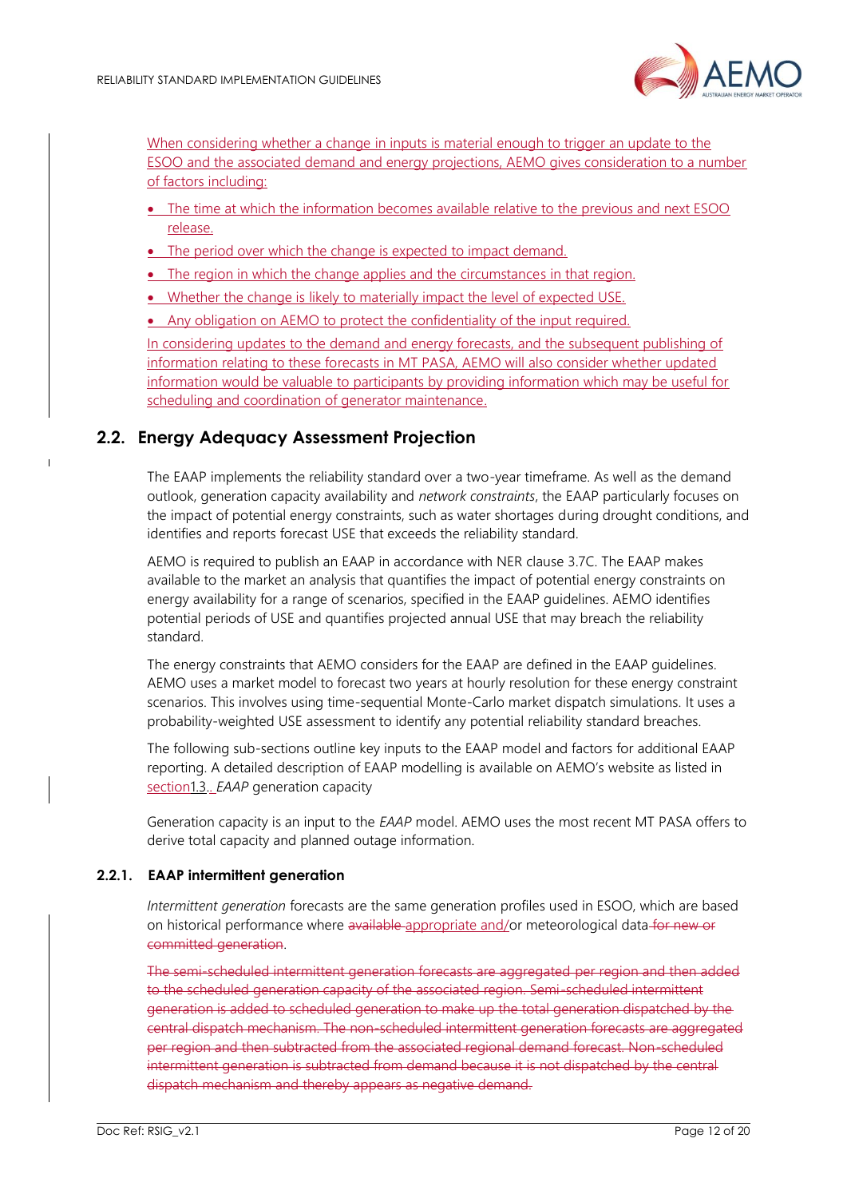When considering whether a change in inputs is material enough to trigger an update to the ESOO and the associated demand and energy projections, AEMO gives consideration to a number of factors including:

- The time at which the information becomes available relative to the previous and next ESOO release.
- The period over which the change is expected to impact demand.
- The region in which the change applies and the circumstances in that region.
- Whether the change is likely to materially impact the level of expected USE.
- Any obligation on AEMO to protect the confidentiality of the input required.

In considering updates to the demand and energy forecasts, and the subsequent publishing of information relating to these forecasts in MT PASA, AEMO will also consider whether updated information would be valuable to participants by providing information which may be useful for scheduling and coordination of generator maintenance.

## 2.2. Energy Adequacy Assessment Projection

The EAAP implements the reliability standard over a two-year timeframe. As well as the demand outlook, generation capacity availability and *network constraints*, the EAAP particularly focuses on the impact of potential energy constraints, such as water shortages during drought conditions, and identifies and reports forecast USE that exceeds the reliability standard.

AEMO is required to publish an EAAP in accordance with NER clause 3.7C. The EAAP makes available to the market an analysis that quantifies the impact of potential energy constraints on energy availability for a range of scenarios, specified in the EAAP guidelines. AEMO identifies potential periods of USE and quantifies projected annual USE that may breach the reliability standard.

The energy constraints that AEMO considers for the EAAP are defined in the EAAP guidelines. AEMO uses a market model to forecast two years at hourly resolution for these energy constraint scenarios. This involves using time-sequential Monte-Carlo market dispatch simulations. It uses a probability-weighted USE assessment to identify any potential reliability standard breaches.

The following sub-sections outline key inputs to the EAAP model and factors for additional EAAP reporting. A detailed description of EAAP modelling is available on AEMO's website as listed in section1.3.. *EAAP* generation capacity

Generation capacity is an input to the *EAAP* model. AEMO uses the most recent MT PASA offers to derive total capacity and planned outage information.

### 2.2.1. EAAP intermittent generation

*Intermittent generation* forecasts are the same generation profiles used in ESOO, which are based on historical performance where ~~available~~ appropriate and/or meteorological data ~~for new or committed generation~~.

~~The semi-scheduled intermittent generation forecasts are aggregated per region and then added to the scheduled generation capacity of the associated region. Semi-scheduled intermittent generation is added to scheduled generation to make up the total generation dispatched by the central dispatch mechanism. The non-scheduled intermittent generation forecasts are aggregated per region and then subtracted from the associated regional demand forecast. Non-scheduled intermittent generation is subtracted from demand because it is not dispatched by the central dispatch mechanism and thereby appears as negative demand.~~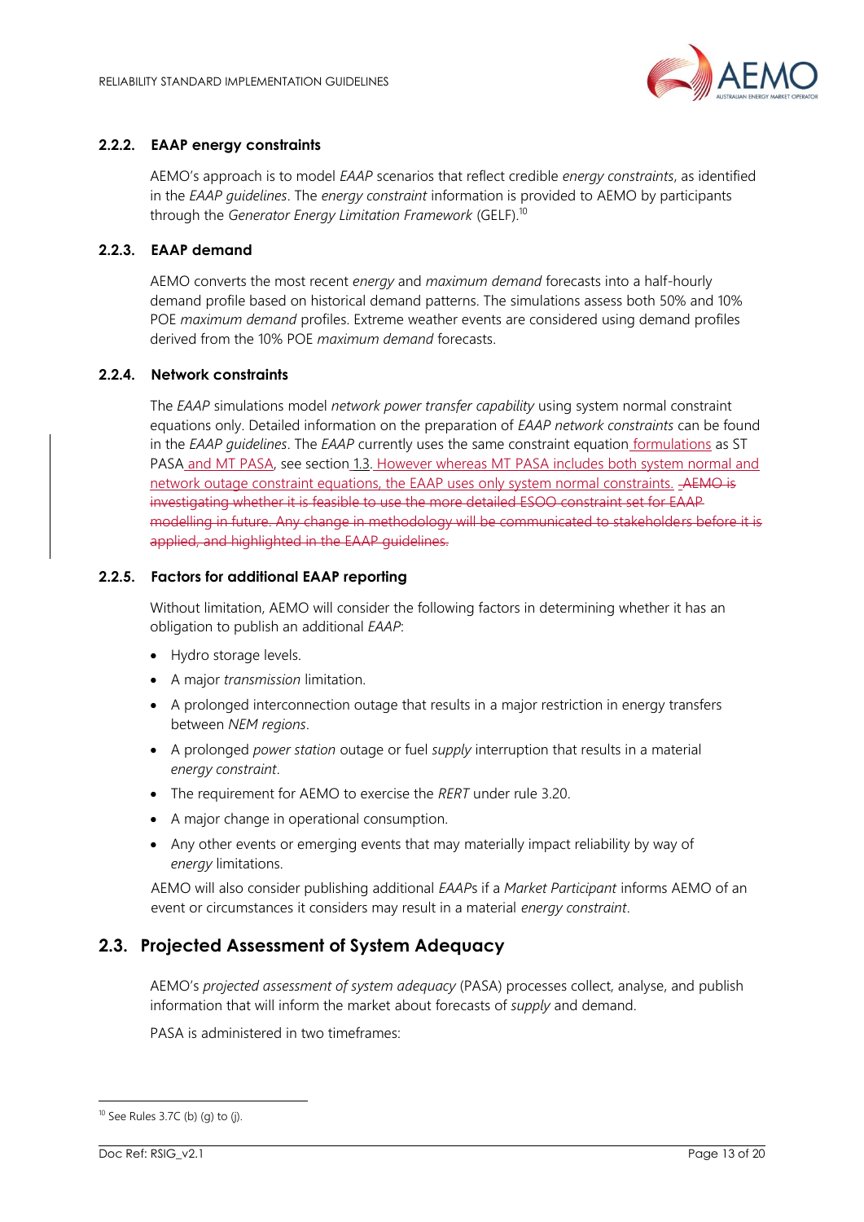### 2.2.2. EAAP energy constraints

AEMO's approach is to model *EAAP* scenarios that reflect credible *energy constraints*, as identified in the *EAAP guidelines*. The *energy constraint* information is provided to AEMO by participants through the *Generator Energy Limitation Framework* (GELF).[10]

### 2.2.3. EAAP demand

AEMO converts the most recent *energy* and *maximum demand* forecasts into a half-hourly demand profile based on historical demand patterns. The simulations assess both 50% and 10% POE *maximum demand* profiles. Extreme weather events are considered using demand profiles derived from the 10% POE *maximum demand* forecasts.

### 2.2.4. Network constraints

The *EAAP* simulations model *network power transfer capability* using system normal constraint equations only. Detailed information on the preparation of *EAAP network constraints* can be found in the *EAAP guidelines*. The *EAAP* currently uses the same constraint equation formulations as ST PASA and MT PASA, see section 1.3. However whereas MT PASA includes both system normal and network outage constraint equations, the EAAP uses only system normal constraints. ~~AEMO is investigating whether it is feasible to use the more detailed ESOO constraint set for EAAP modelling in future. Any change in methodology will be communicated to stakeholders before it is applied, and highlighted in the EAAP guidelines.~~

### 2.2.5. Factors for additional EAAP reporting

Without limitation, AEMO will consider the following factors in determining whether it has an obligation to publish an additional *EAAP*:

- Hydro storage levels.
- A major *transmission* limitation.
- A prolonged interconnection outage that results in a major restriction in energy transfers between *NEM regions*.
- A prolonged *power station* outage or fuel *supply* interruption that results in a material *energy constraint*.
- The requirement for AEMO to exercise the *RERT* under rule 3.20.
- A major change in operational consumption.
- Any other events or emerging events that may materially impact reliability by way of *energy* limitations.

AEMO will also consider publishing additional *EAAP*s if a *Market Participant* informs AEMO of an event or circumstances it considers may result in a material *energy constraint*.

## 2.3. Projected Assessment of System Adequacy

AEMO's *projected assessment of system adequacy* (PASA) processes collect, analyse, and publish information that will inform the market about forecasts of *supply* and demand.

PASA is administered in two timeframes:

---

[10] See Rules 3.7C (b) (g) to (j).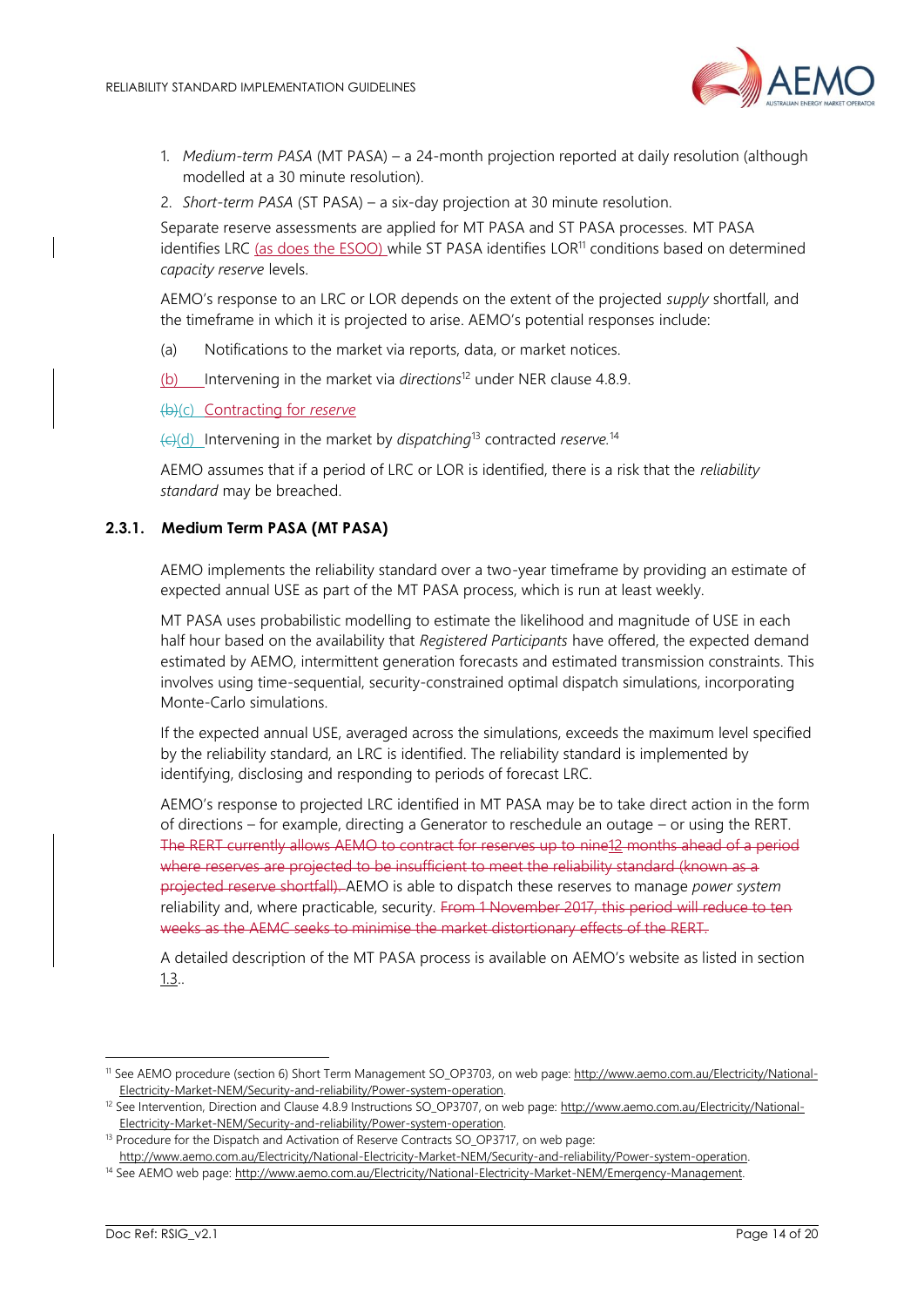1. *Medium-term PASA* (MT PASA) – a 24-month projection reported at daily resolution (although modelled at a 30 minute resolution).
2. *Short-term PASA* (ST PASA) – a six-day projection at 30 minute resolution.

Separate reserve assessments are applied for MT PASA and ST PASA processes. MT PASA identifies LRC (as does the ESOO) while ST PASA identifies LOR[11] conditions based on determined *capacity reserve* levels.

AEMO's response to an LRC or LOR depends on the extent of the projected *supply* shortfall, and the timeframe in which it is projected to arise. AEMO's potential responses include:

(a) Notifications to the market via reports, data, or market notices.

(b) Intervening in the market via *directions*[12] under NER clause 4.8.9.

~~(b)~~(c) Contracting for *reserve*

~~(c)~~(d) Intervening in the market by *dispatching*[13] contracted *reserve.*[14]

AEMO assumes that if a period of LRC or LOR is identified, there is a risk that the *reliability standard* may be breached.

### 2.3.1. Medium Term PASA (MT PASA)

AEMO implements the reliability standard over a two-year timeframe by providing an estimate of expected annual USE as part of the MT PASA process, which is run at least weekly.

MT PASA uses probabilistic modelling to estimate the likelihood and magnitude of USE in each half hour based on the availability that *Registered Participants* have offered, the expected demand estimated by AEMO, intermittent generation forecasts and estimated transmission constraints. This involves using time-sequential, security-constrained optimal dispatch simulations, incorporating Monte-Carlo simulations.

If the expected annual USE, averaged across the simulations, exceeds the maximum level specified by the reliability standard, an LRC is identified. The reliability standard is implemented by identifying, disclosing and responding to periods of forecast LRC.

AEMO's response to projected LRC identified in MT PASA may be to take direct action in the form of directions – for example, directing a Generator to reschedule an outage – or using the RERT. ~~The RERT currently allows AEMO to contract for reserves up to nine12 months ahead of a period where reserves are projected to be insufficient to meet the reliability standard (known as a projected reserve shortfall).~~ AEMO is able to dispatch these reserves to manage *power system* reliability and, where practicable, security. ~~From 1 November 2017, this period will reduce to ten weeks as the AEMC seeks to minimise the market distortionary effects of the RERT.~~

A detailed description of the MT PASA process is available on AEMO's website as listed in section 1.3..

---

[11] See AEMO procedure (section 6) Short Term Management SO_OP3703, on web page: http://www.aemo.com.au/Electricity/National-Electricity-Market-NEM/Security-and-reliability/Power-system-operation.

[12] See Intervention, Direction and Clause 4.8.9 Instructions SO_OP3707, on web page: http://www.aemo.com.au/Electricity/National-Electricity-Market-NEM/Security-and-reliability/Power-system-operation.

[13] Procedure for the Dispatch and Activation of Reserve Contracts SO_OP3717, on web page: http://www.aemo.com.au/Electricity/National-Electricity-Market-NEM/Security-and-reliability/Power-system-operation.

[14] See AEMO web page: http://www.aemo.com.au/Electricity/National-Electricity-Market-NEM/Emergency-Management.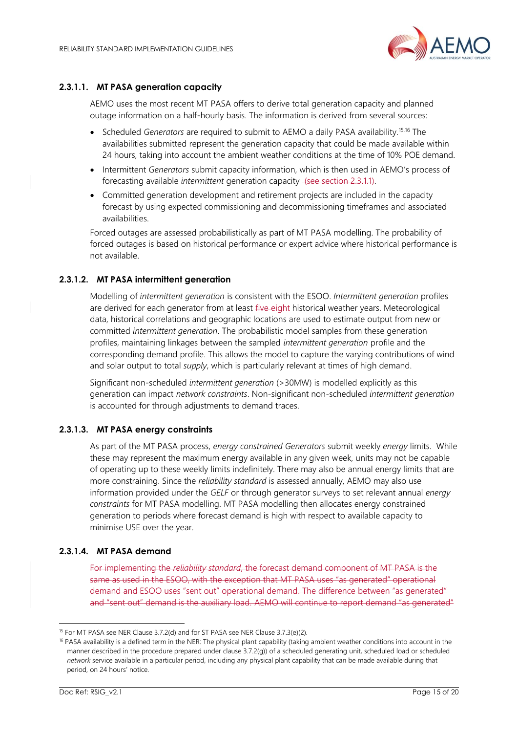#### 2.3.1.1. MT PASA generation capacity

AEMO uses the most recent MT PASA offers to derive total generation capacity and planned outage information on a half-hourly basis. The information is derived from several sources:

- Scheduled *Generators* are required to submit to AEMO a daily PASA availability.[15,16] The availabilities submitted represent the generation capacity that could be made available within 24 hours, taking into account the ambient weather conditions at the time of 10% POE demand.
- Intermittent *Generators* submit capacity information, which is then used in AEMO's process of forecasting available *intermittent* generation capacity ~~(see section 2.3.1.1)~~.
- Committed generation development and retirement projects are included in the capacity forecast by using expected commissioning and decommissioning timeframes and associated availabilities.

Forced outages are assessed probabilistically as part of MT PASA modelling. The probability of forced outages is based on historical performance or expert advice where historical performance is not available.

#### 2.3.1.2. MT PASA intermittent generation

Modelling of *intermittent generation* is consistent with the ESOO. *Intermittent generation* profiles are derived for each generator from at least ~~five~~ eight historical weather years. Meteorological data, historical correlations and geographic locations are used to estimate output from new or committed *intermittent generation*. The probabilistic model samples from these generation profiles, maintaining linkages between the sampled *intermittent generation* profile and the corresponding demand profile. This allows the model to capture the varying contributions of wind and solar output to total *supply*, which is particularly relevant at times of high demand.

Significant non-scheduled *intermittent generation* (>30MW) is modelled explicitly as this generation can impact *network constraints*. Non-significant non-scheduled *intermittent generation* is accounted for through adjustments to demand traces.

#### 2.3.1.3. MT PASA energy constraints

As part of the MT PASA process, *energy constrained Generators* submit weekly *energy* limits. While these may represent the maximum energy available in any given week, units may not be capable of operating up to these weekly limits indefinitely. There may also be annual energy limits that are more constraining. Since the *reliability standard* is assessed annually, AEMO may also use information provided under the *GELF* or through generator surveys to set relevant annual *energy constraints* for MT PASA modelling. MT PASA modelling then allocates energy constrained generation to periods where forecast demand is high with respect to available capacity to minimise USE over the year.

#### 2.3.1.4. MT PASA demand

~~For implementing the *reliability standard*, the forecast demand component of MT PASA is the same as used in the ESOO, with the exception that MT PASA uses "as generated" operational demand and ESOO uses "sent out" operational demand. The difference between "as generated" and "sent out" demand is the auxiliary load. AEMO will continue to report demand "as generated"~~

---

[15] For MT PASA see NER Clause 3.7.2(d) and for ST PASA see NER Clause 3.7.3(e)(2).

[16] PASA availability is a defined term in the NER: The physical plant capability (taking ambient weather conditions into account in the manner described in the procedure prepared under clause 3.7.2(g)) of a scheduled generating unit, scheduled load or scheduled *network* service available in a particular period, including any physical plant capability that can be made available during that period, on 24 hours' notice.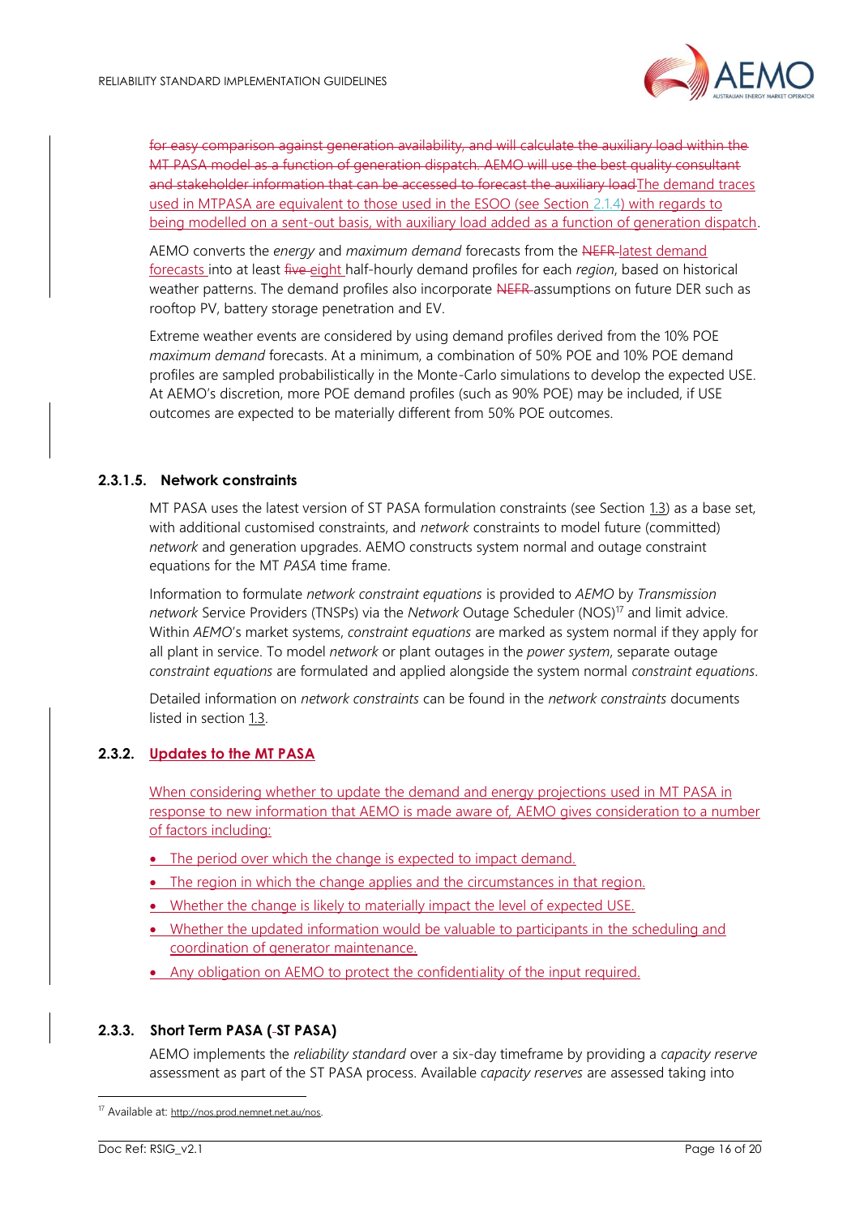~~for easy comparison against generation availability, and will calculate the auxiliary load within the MT PASA model as a function of generation dispatch. AEMO will use the best quality consultant and stakeholder information that can be accessed to forecast the auxiliary load~~The demand traces used in MTPASA are equivalent to those used in the ESOO (see Section 2.1.4) with regards to being modelled on a sent-out basis, with auxiliary load added as a function of generation dispatch.

AEMO converts the *energy* and *maximum demand* forecasts from the ~~NEFR~~ latest demand forecasts into at least ~~five~~ eight half-hourly demand profiles for each *region*, based on historical weather patterns. The demand profiles also incorporate ~~NEFR~~ assumptions on future DER such as rooftop PV, battery storage penetration and EV.

Extreme weather events are considered by using demand profiles derived from the 10% POE *maximum demand* forecasts. At a minimum, a combination of 50% POE and 10% POE demand profiles are sampled probabilistically in the Monte-Carlo simulations to develop the expected USE. At AEMO's discretion, more POE demand profiles (such as 90% POE) may be included, if USE outcomes are expected to be materially different from 50% POE outcomes.

#### 2.3.1.5. Network constraints

MT PASA uses the latest version of ST PASA formulation constraints (see Section 1.3) as a base set, with additional customised constraints, and *network* constraints to model future (committed) *network* and generation upgrades. AEMO constructs system normal and outage constraint equations for the MT *PASA* time frame.

Information to formulate *network constraint equations* is provided to *AEMO* by *Transmission network* Service Providers (TNSPs) via the *Network* Outage Scheduler (NOS)[17] and limit advice. Within *AEMO*'s market systems, *constraint equations* are marked as system normal if they apply for all plant in service. To model *network* or plant outages in the *power system*, separate outage *constraint equations* are formulated and applied alongside the system normal *constraint equations*.

Detailed information on *network constraints* can be found in the *network constraints* documents listed in section 1.3.

### 2.3.2. Updates to the MT PASA

When considering whether to update the demand and energy projections used in MT PASA in response to new information that AEMO is made aware of, AEMO gives consideration to a number of factors including:

- The period over which the change is expected to impact demand.
- The region in which the change applies and the circumstances in that region.
- Whether the change is likely to materially impact the level of expected USE.
- Whether the updated information would be valuable to participants in the scheduling and coordination of generator maintenance.
- Any obligation on AEMO to protect the confidentiality of the input required.

### 2.3.3. Short Term PASA (~~-~~ST PASA)

AEMO implements the *reliability standard* over a six-day timeframe by providing a *capacity reserve* assessment as part of the ST PASA process. Available *capacity reserves* are assessed taking into

[17] Available at: http://nos.prod.nemnet.net.au/nos.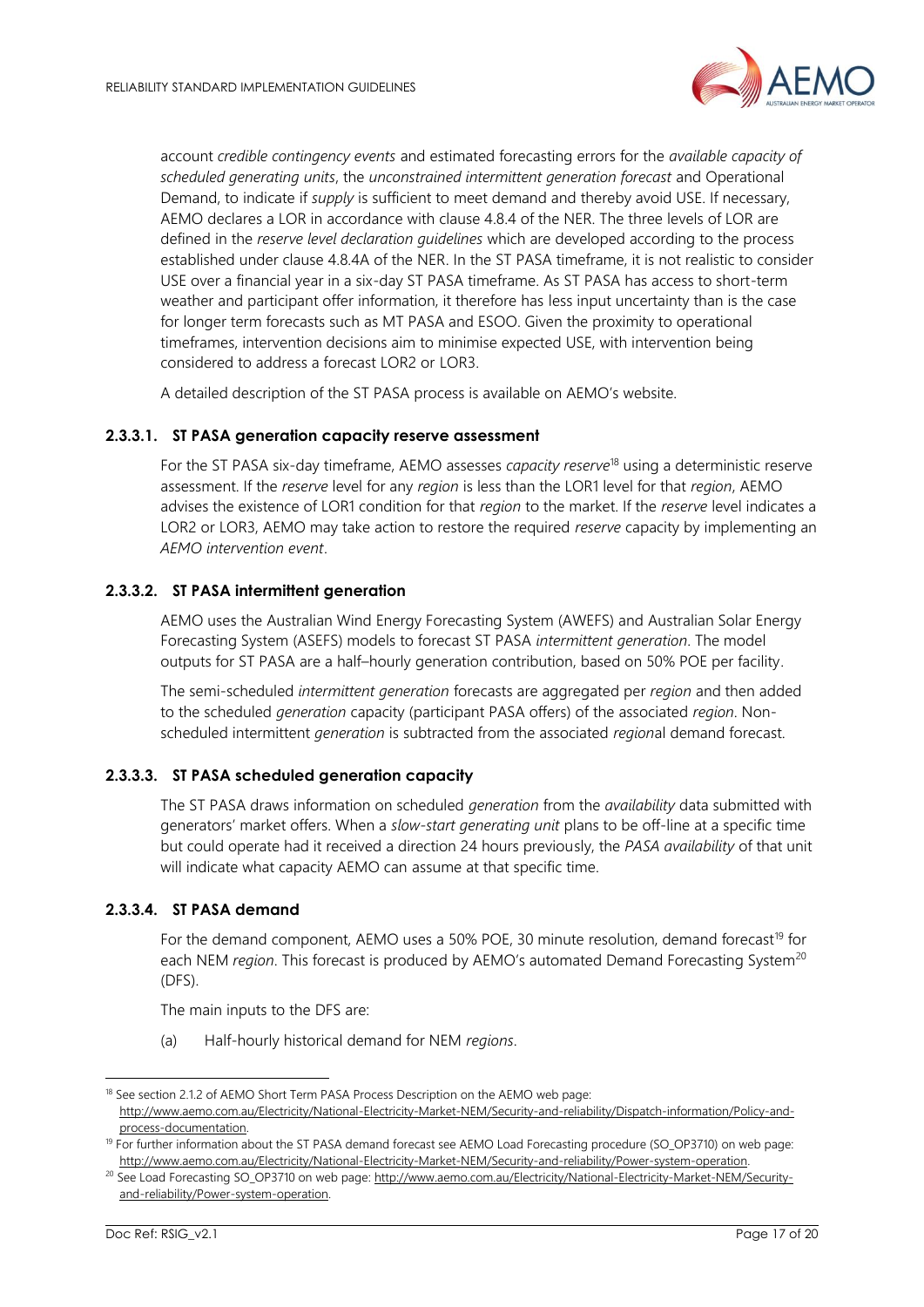account *credible contingency events* and estimated forecasting errors for the *available capacity of scheduled generating units*, the *unconstrained intermittent generation forecast* and Operational Demand, to indicate if *supply* is sufficient to meet demand and thereby avoid USE. If necessary, AEMO declares a LOR in accordance with clause 4.8.4 of the NER. The three levels of LOR are defined in the *reserve level declaration guidelines* which are developed according to the process established under clause 4.8.4A of the NER. In the ST PASA timeframe, it is not realistic to consider USE over a financial year in a six-day ST PASA timeframe. As ST PASA has access to short-term weather and participant offer information, it therefore has less input uncertainty than is the case for longer term forecasts such as MT PASA and ESOO. Given the proximity to operational timeframes, intervention decisions aim to minimise expected USE, with intervention being considered to address a forecast LOR2 or LOR3.

A detailed description of the ST PASA process is available on AEMO's website.

#### 2.3.3.1. ST PASA generation capacity reserve assessment

For the ST PASA six-day timeframe, AEMO assesses *capacity reserve*[18] using a deterministic reserve assessment. If the *reserve* level for any *region* is less than the LOR1 level for that *region*, AEMO advises the existence of LOR1 condition for that *region* to the market. If the *reserve* level indicates a LOR2 or LOR3, AEMO may take action to restore the required *reserve* capacity by implementing an *AEMO intervention event*.

#### 2.3.3.2. ST PASA intermittent generation

AEMO uses the Australian Wind Energy Forecasting System (AWEFS) and Australian Solar Energy Forecasting System (ASEFS) models to forecast ST PASA *intermittent generation*. The model outputs for ST PASA are a half–hourly generation contribution, based on 50% POE per facility.

The semi-scheduled *intermittent generation* forecasts are aggregated per *region* and then added to the scheduled *generation* capacity (participant PASA offers) of the associated *region*. Non-scheduled intermittent *generation* is subtracted from the associated *region*al demand forecast.

#### 2.3.3.3. ST PASA scheduled generation capacity

The ST PASA draws information on scheduled *generation* from the *availability* data submitted with generators' market offers. When a *slow-start generating unit* plans to be off-line at a specific time but could operate had it received a direction 24 hours previously, the *PASA availability* of that unit will indicate what capacity AEMO can assume at that specific time.

#### 2.3.3.4. ST PASA demand

For the demand component, AEMO uses a 50% POE, 30 minute resolution, demand forecast[19] for each NEM *region*. This forecast is produced by AEMO's automated Demand Forecasting System[20] (DFS).

The main inputs to the DFS are:

(a) Half-hourly historical demand for NEM *regions*.

---

[18] See section 2.1.2 of AEMO Short Term PASA Process Description on the AEMO web page: http://www.aemo.com.au/Electricity/National-Electricity-Market-NEM/Security-and-reliability/Dispatch-information/Policy-and-process-documentation.

[19] For further information about the ST PASA demand forecast see AEMO Load Forecasting procedure (SO_OP3710) on web page: http://www.aemo.com.au/Electricity/National-Electricity-Market-NEM/Security-and-reliability/Power-system-operation.

[20] See Load Forecasting SO_OP3710 on web page: http://www.aemo.com.au/Electricity/National-Electricity-Market-NEM/Security-and-reliability/Power-system-operation.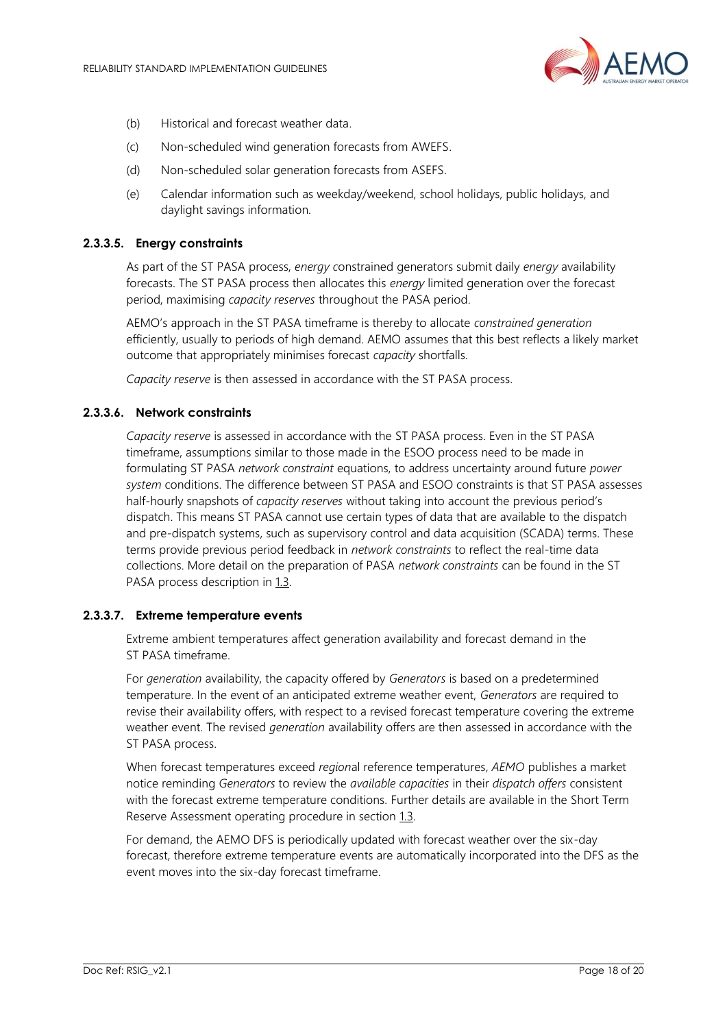(b) Historical and forecast weather data.

(c) Non-scheduled wind generation forecasts from AWEFS.

(d) Non-scheduled solar generation forecasts from ASEFS.

(e) Calendar information such as weekday/weekend, school holidays, public holidays, and daylight savings information.

#### 2.3.3.5. Energy constraints

As part of the ST PASA process, *energy* constrained generators submit daily *energy* availability forecasts. The ST PASA process then allocates this *energy* limited generation over the forecast period, maximising *capacity reserves* throughout the PASA period.

AEMO's approach in the ST PASA timeframe is thereby to allocate *constrained generation* efficiently, usually to periods of high demand. AEMO assumes that this best reflects a likely market outcome that appropriately minimises forecast *capacity* shortfalls.

*Capacity reserve* is then assessed in accordance with the ST PASA process.

#### 2.3.3.6. Network constraints

*Capacity reserve* is assessed in accordance with the ST PASA process. Even in the ST PASA timeframe, assumptions similar to those made in the ESOO process need to be made in formulating ST PASA *network constraint* equations, to address uncertainty around future *power system* conditions. The difference between ST PASA and ESOO constraints is that ST PASA assesses half-hourly snapshots of *capacity reserves* without taking into account the previous period's dispatch. This means ST PASA cannot use certain types of data that are available to the dispatch and pre-dispatch systems, such as supervisory control and data acquisition (SCADA) terms. These terms provide previous period feedback in *network constraints* to reflect the real-time data collections. More detail on the preparation of PASA *network constraints* can be found in the ST PASA process description in 1.3.

#### 2.3.3.7. Extreme temperature events

Extreme ambient temperatures affect generation availability and forecast demand in the ST PASA timeframe.

For *generation* availability, the capacity offered by *Generators* is based on a predetermined temperature. In the event of an anticipated extreme weather event, *Generators* are required to revise their availability offers, with respect to a revised forecast temperature covering the extreme weather event. The revised *generation* availability offers are then assessed in accordance with the ST PASA process.

When forecast temperatures exceed *region*al reference temperatures, *AEMO* publishes a market notice reminding *Generators* to review the *available capacities* in their *dispatch offers* consistent with the forecast extreme temperature conditions. Further details are available in the Short Term Reserve Assessment operating procedure in section 1.3.

For demand, the AEMO DFS is periodically updated with forecast weather over the six-day forecast, therefore extreme temperature events are automatically incorporated into the DFS as the event moves into the six-day forecast timeframe.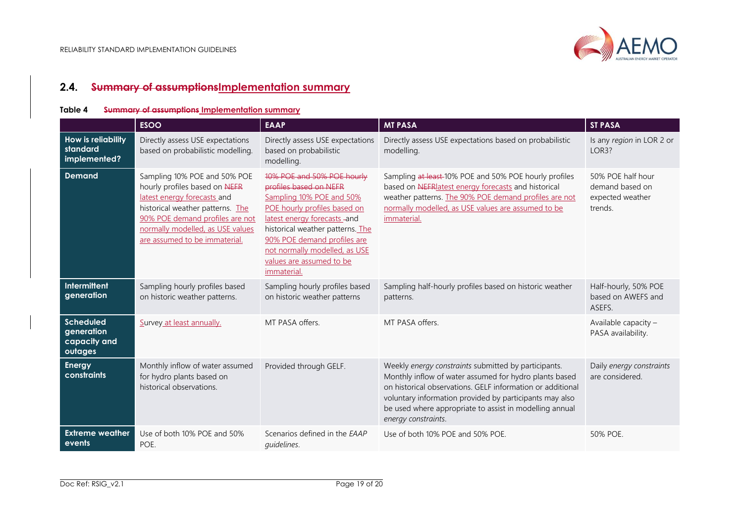## 2.4. ~~Summary of assumptions~~Implementation summary

**Table 4** ~~Summary of assumptions~~ Implementation summary

| | ESOO | EAAP | MT PASA | ST PASA |
|---|---|---|---|---|
| **How is reliability standard implemented?** | Directly assess USE expectations based on probabilistic modelling. | Directly assess USE expectations based on probabilistic modelling. | Directly assess USE expectations based on probabilistic modelling. | Is any *region* in LOR 2 or LOR3? |
| **Demand** | Sampling 10% POE and 50% POE hourly profiles based on ~~NEFR~~ latest energy forecasts and historical weather patterns. The 90% POE demand profiles are not normally modelled, as USE values are assumed to be immaterial. | ~~10% POE and 50% POE hourly profiles based on NEFR~~ Sampling 10% POE and 50% POE hourly profiles based on latest energy forecasts and historical weather patterns. The 90% POE demand profiles are not normally modelled, as USE values are assumed to be immaterial. | Sampling ~~at least~~ 10% POE and 50% POE hourly profiles based on ~~NEFR~~latest energy forecasts and historical weather patterns. The 90% POE demand profiles are not normally modelled, as USE values are assumed to be immaterial. | 50% POE half hour demand based on expected weather trends. |
| **Intermittent generation** | Sampling hourly profiles based on historic weather patterns. | Sampling hourly profiles based on historic weather patterns | Sampling half-hourly profiles based on historic weather patterns. | Half-hourly, 50% POE based on AWEFS and ASEFS. |
| **Scheduled generation capacity and outages** | Survey at least annually. | MT PASA offers. | MT PASA offers. | Available capacity – PASA availability. |
| **Energy constraints** | Monthly inflow of water assumed for hydro plants based on historical observations. | Provided through GELF. | Weekly *energy constraints* submitted by participants. Monthly inflow of water assumed for hydro plants based on historical observations. GELF information or additional voluntary information provided by participants may also be used where appropriate to assist in modelling annual *energy constraints*. | Daily *energy constraints* are considered. |
| **Extreme weather events** | Use of both 10% POE and 50% POE. | Scenarios defined in the *EAAP guidelines*. | Use of both 10% POE and 50% POE. | 50% POE. |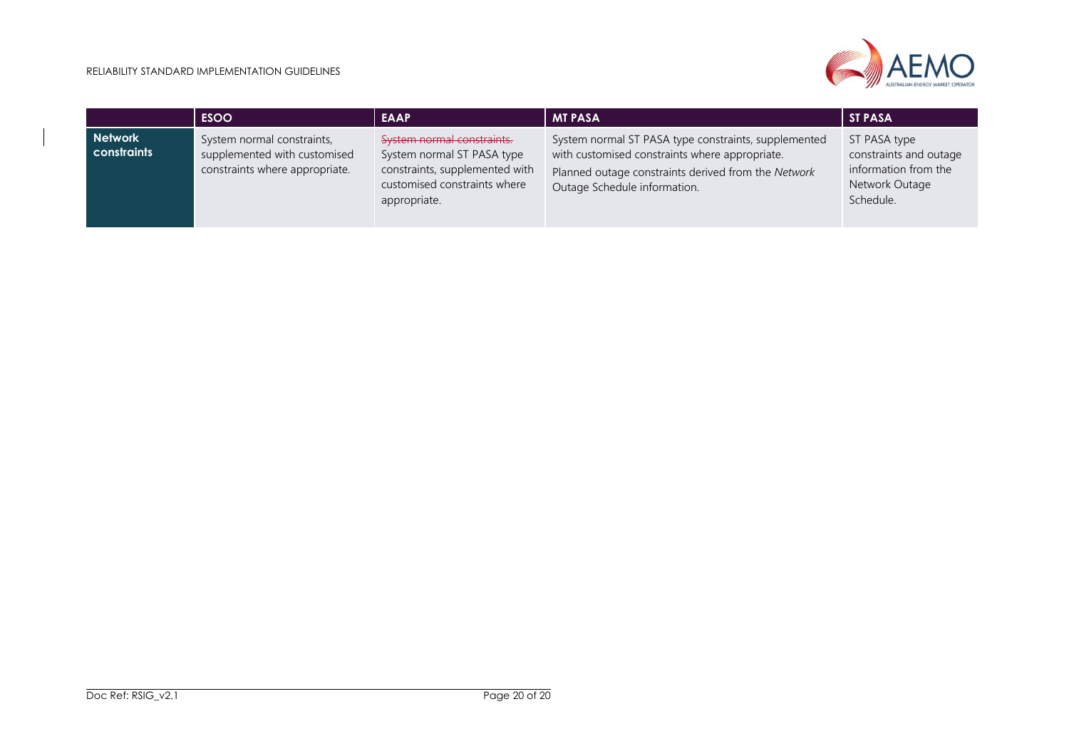| | ESOO | EAAP | MT PASA | ST PASA |
|---|---|---|---|---|
| **Network constraints** | System normal constraints, supplemented with customised constraints where appropriate. | ~~System normal constraints.~~ System normal ST PASA type constraints, supplemented with customised constraints where appropriate. | System normal ST PASA type constraints, supplemented with customised constraints where appropriate.<br>Planned outage constraints derived from the *Network Outage Schedule* information. | ST PASA type constraints and outage information from the Network Outage Schedule. |